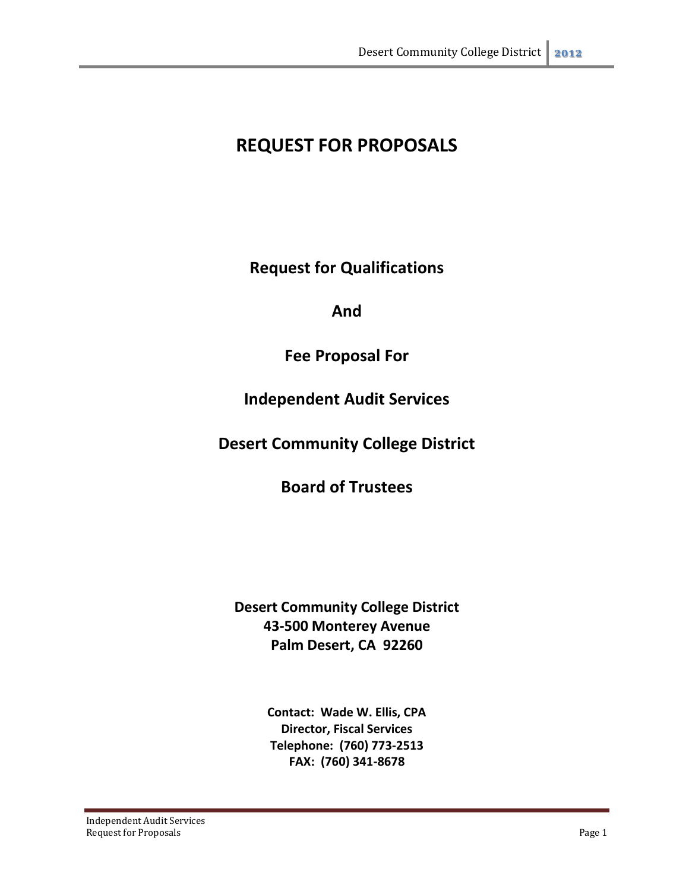# REQUEST FOR PROPOSALS

## Request for Qualifications

## And

## Fee Proposal For

## Independent Audit Services

## Desert Community College District

## Board of Trustees

**Desert Community College District**
**43-500 Monterey Avenue**
**Palm Desert, CA 92260**

**Contact: Wade W. Ellis, CPA**
**Director, Fiscal Services**
**Telephone: (760) 773-2513**
**FAX: (760) 341-8678**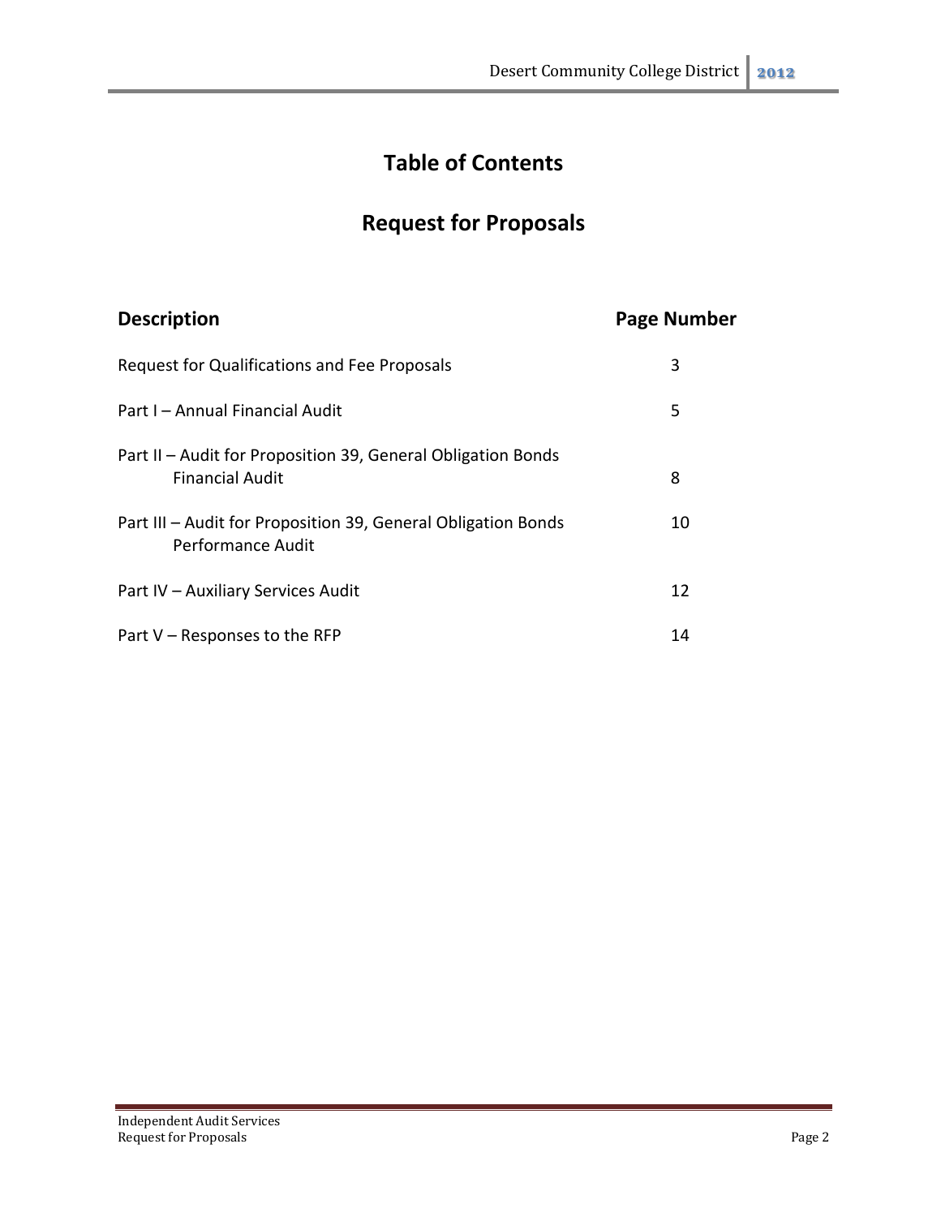# Table of Contents

## Request for Proposals

| Description | Page Number |
| --- | --- |
| Request for Qualifications and Fee Proposals | 3 |
| Part I – Annual Financial Audit | 5 |
| Part II – Audit for Proposition 39, General Obligation Bonds Financial Audit | 8 |
| Part III – Audit for Proposition 39, General Obligation Bonds Performance Audit | 10 |
| Part IV – Auxiliary Services Audit | 12 |
| Part V – Responses to the RFP | 14 |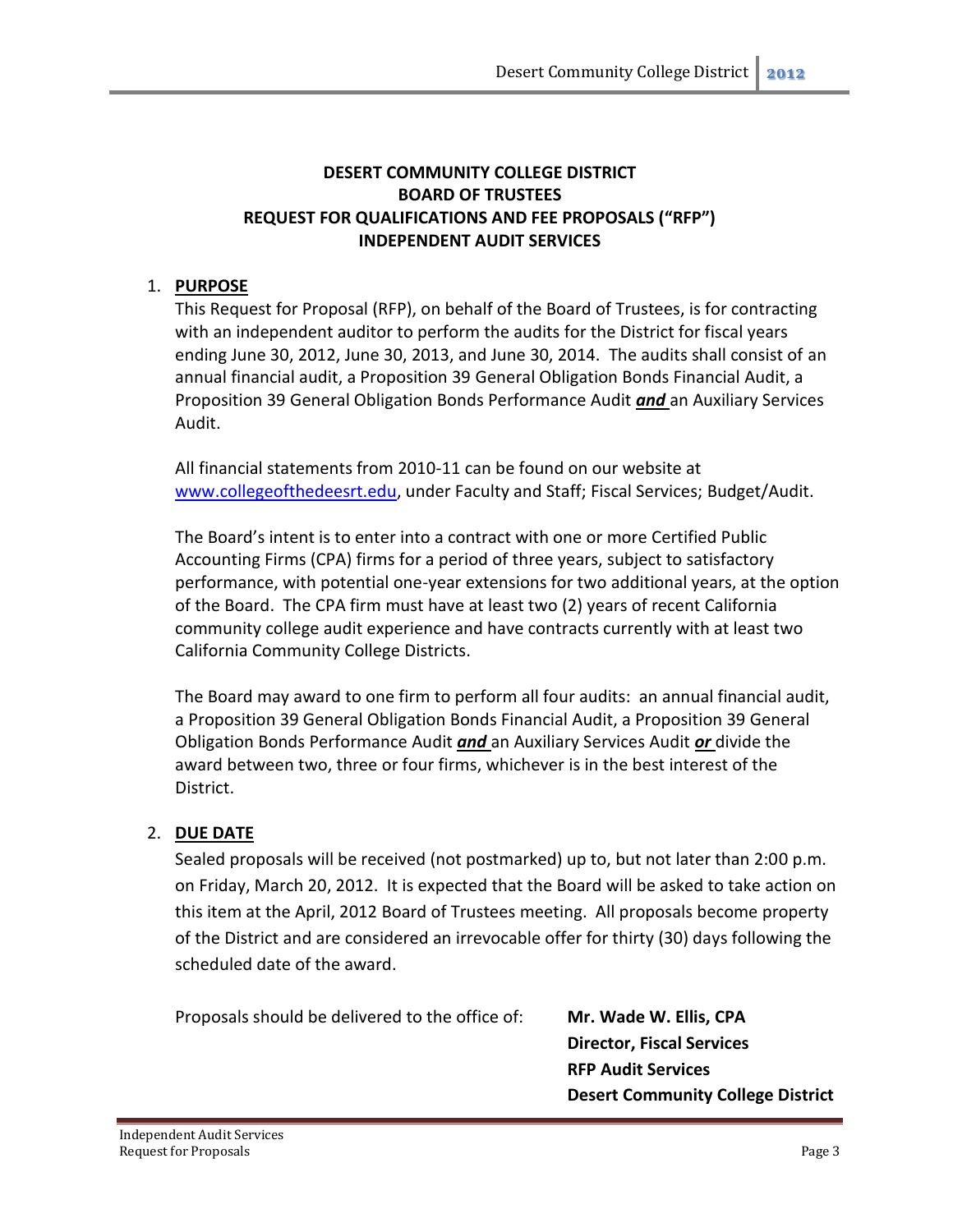**DESERT COMMUNITY COLLEGE DISTRICT**
**BOARD OF TRUSTEES**
**REQUEST FOR QUALIFICATIONS AND FEE PROPOSALS ("RFP")**
**INDEPENDENT AUDIT SERVICES**

1. **PURPOSE**

   This Request for Proposal (RFP), on behalf of the Board of Trustees, is for contracting with an independent auditor to perform the audits for the District for fiscal years ending June 30, 2012, June 30, 2013, and June 30, 2014. The audits shall consist of an annual financial audit, a Proposition 39 General Obligation Bonds Financial Audit, a Proposition 39 General Obligation Bonds Performance Audit ***and*** an Auxiliary Services Audit.

   All financial statements from 2010-11 can be found on our website at [www.collegeofthedeesrt.edu](www.collegeofthedeesrt.edu), under Faculty and Staff; Fiscal Services; Budget/Audit.

   The Board's intent is to enter into a contract with one or more Certified Public Accounting Firms (CPA) firms for a period of three years, subject to satisfactory performance, with potential one-year extensions for two additional years, at the option of the Board. The CPA firm must have at least two (2) years of recent California community college audit experience and have contracts currently with at least two California Community College Districts.

   The Board may award to one firm to perform all four audits: an annual financial audit, a Proposition 39 General Obligation Bonds Financial Audit, a Proposition 39 General Obligation Bonds Performance Audit ***and*** an Auxiliary Services Audit ***or*** divide the award between two, three or four firms, whichever is in the best interest of the District.

2. **DUE DATE**

   Sealed proposals will be received (not postmarked) up to, but not later than 2:00 p.m. on Friday, March 20, 2012. It is expected that the Board will be asked to take action on this item at the April, 2012 Board of Trustees meeting. All proposals become property of the District and are considered an irrevocable offer for thirty (30) days following the scheduled date of the award.

   Proposals should be delivered to the office of:

   **Mr. Wade W. Ellis, CPA**
   **Director, Fiscal Services**
   **RFP Audit Services**
   **Desert Community College District**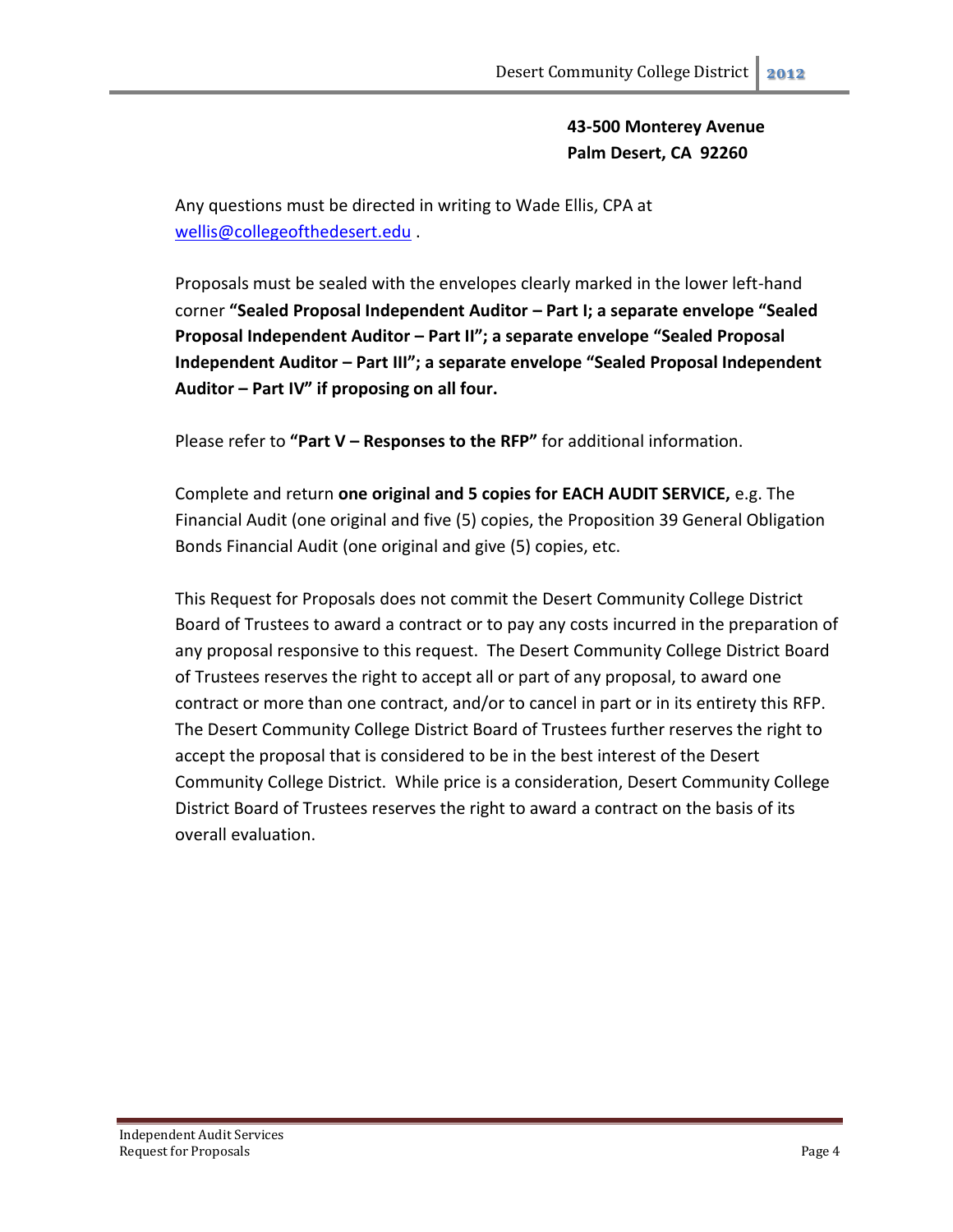**43-500 Monterey Avenue**
**Palm Desert, CA 92260**

Any questions must be directed in writing to Wade Ellis, CPA at wellis@collegeofthedesert.edu .

Proposals must be sealed with the envelopes clearly marked in the lower left-hand corner **"Sealed Proposal Independent Auditor – Part I; a separate envelope "Sealed Proposal Independent Auditor – Part II"; a separate envelope "Sealed Proposal Independent Auditor – Part III"; a separate envelope "Sealed Proposal Independent Auditor – Part IV" if proposing on all four.**

Please refer to **"Part V – Responses to the RFP"** for additional information.

Complete and return **one original and 5 copies for EACH AUDIT SERVICE,** e.g. The Financial Audit (one original and five (5) copies, the Proposition 39 General Obligation Bonds Financial Audit (one original and give (5) copies, etc.

This Request for Proposals does not commit the Desert Community College District Board of Trustees to award a contract or to pay any costs incurred in the preparation of any proposal responsive to this request. The Desert Community College District Board of Trustees reserves the right to accept all or part of any proposal, to award one contract or more than one contract, and/or to cancel in part or in its entirety this RFP. The Desert Community College District Board of Trustees further reserves the right to accept the proposal that is considered to be in the best interest of the Desert Community College District. While price is a consideration, Desert Community College District Board of Trustees reserves the right to award a contract on the basis of its overall evaluation.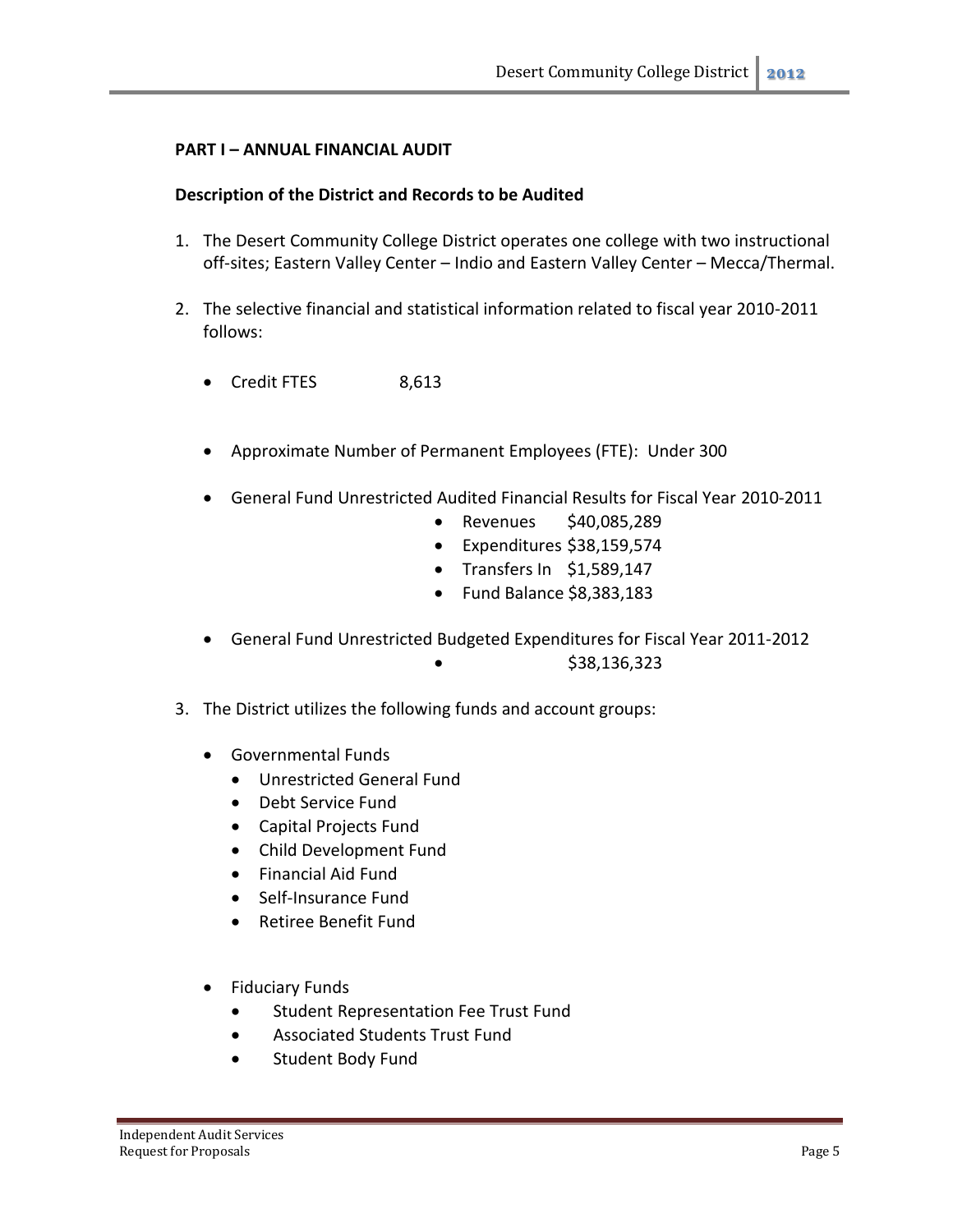**PART I – ANNUAL FINANCIAL AUDIT**

**Description of the District and Records to be Audited**

1. The Desert Community College District operates one college with two instructional off-sites; Eastern Valley Center – Indio and Eastern Valley Center – Mecca/Thermal.

2. The selective financial and statistical information related to fiscal year 2010-2011 follows:

   - Credit FTES 8,613

   - Approximate Number of Permanent Employees (FTE): Under 300

   - General Fund Unrestricted Audited Financial Results for Fiscal Year 2010-2011
     - Revenues $40,085,289
     - Expenditures $38,159,574
     - Transfers In $1,589,147
     - Fund Balance $8,383,183

   - General Fund Unrestricted Budgeted Expenditures for Fiscal Year 2011-2012
     - $38,136,323

3. The District utilizes the following funds and account groups:

   - Governmental Funds
     - Unrestricted General Fund
     - Debt Service Fund
     - Capital Projects Fund
     - Child Development Fund
     - Financial Aid Fund
     - Self-Insurance Fund
     - Retiree Benefit Fund

   - Fiduciary Funds
     - Student Representation Fee Trust Fund
     - Associated Students Trust Fund
     - Student Body Fund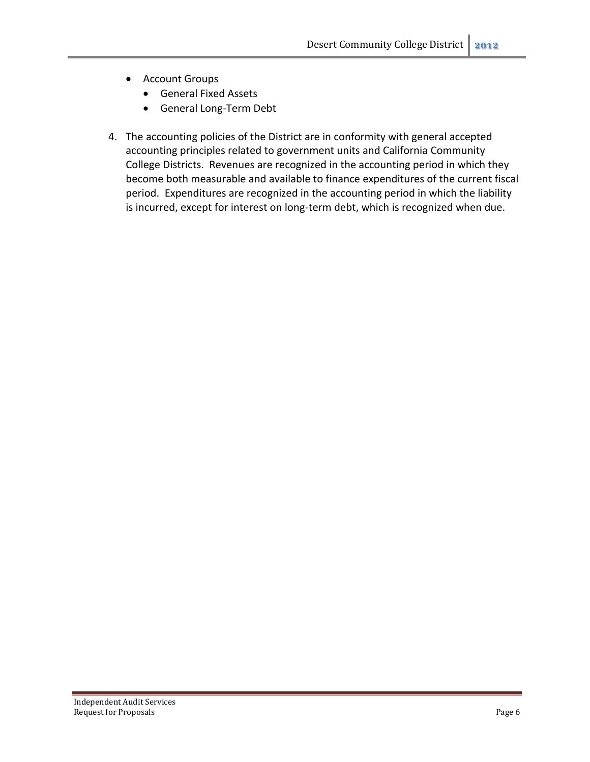- Account Groups
  - General Fixed Assets
  - General Long-Term Debt

4. The accounting policies of the District are in conformity with general accepted accounting principles related to government units and California Community College Districts. Revenues are recognized in the accounting period in which they become both measurable and available to finance expenditures of the current fiscal period. Expenditures are recognized in the accounting period in which the liability is incurred, except for interest on long-term debt, which is recognized when due.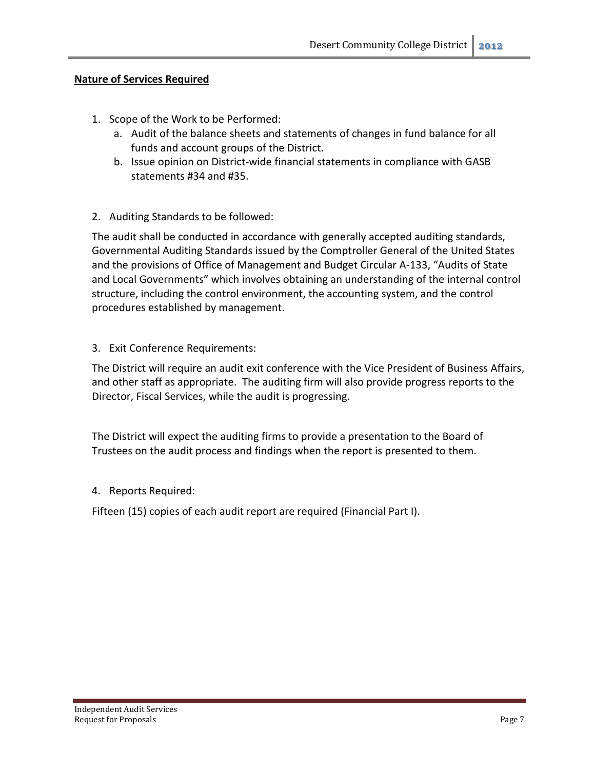**Nature of Services Required**

1. Scope of the Work to be Performed:
   a. Audit of the balance sheets and statements of changes in fund balance for all funds and account groups of the District.
   b. Issue opinion on District-wide financial statements in compliance with GASB statements #34 and #35.

2. Auditing Standards to be followed:

   The audit shall be conducted in accordance with generally accepted auditing standards, Governmental Auditing Standards issued by the Comptroller General of the United States and the provisions of Office of Management and Budget Circular A-133, "Audits of State and Local Governments" which involves obtaining an understanding of the internal control structure, including the control environment, the accounting system, and the control procedures established by management.

3. Exit Conference Requirements:

   The District will require an audit exit conference with the Vice President of Business Affairs, and other staff as appropriate. The auditing firm will also provide progress reports to the Director, Fiscal Services, while the audit is progressing.

   The District will expect the auditing firms to provide a presentation to the Board of Trustees on the audit process and findings when the report is presented to them.

4. Reports Required:

   Fifteen (15) copies of each audit report are required (Financial Part I).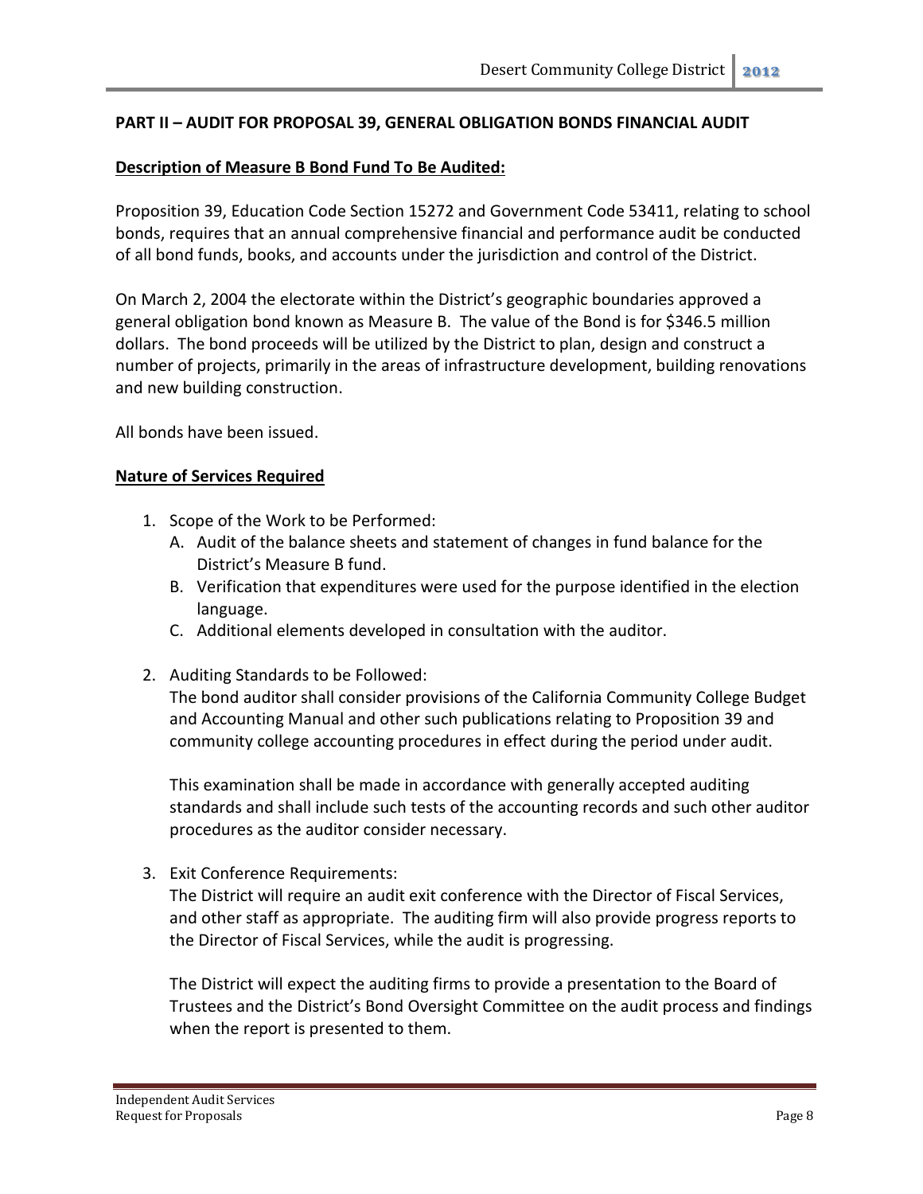## PART II – AUDIT FOR PROPOSAL 39, GENERAL OBLIGATION BONDS FINANCIAL AUDIT

### Description of Measure B Bond Fund To Be Audited:

Proposition 39, Education Code Section 15272 and Government Code 53411, relating to school bonds, requires that an annual comprehensive financial and performance audit be conducted of all bond funds, books, and accounts under the jurisdiction and control of the District.

On March 2, 2004 the electorate within the District's geographic boundaries approved a general obligation bond known as Measure B. The value of the Bond is for $346.5 million dollars. The bond proceeds will be utilized by the District to plan, design and construct a number of projects, primarily in the areas of infrastructure development, building renovations and new building construction.

All bonds have been issued.

### Nature of Services Required

1. Scope of the Work to be Performed:
   A. Audit of the balance sheets and statement of changes in fund balance for the District's Measure B fund.
   B. Verification that expenditures were used for the purpose identified in the election language.
   C. Additional elements developed in consultation with the auditor.

2. Auditing Standards to be Followed:
   The bond auditor shall consider provisions of the California Community College Budget and Accounting Manual and other such publications relating to Proposition 39 and community college accounting procedures in effect during the period under audit.

   This examination shall be made in accordance with generally accepted auditing standards and shall include such tests of the accounting records and such other auditor procedures as the auditor consider necessary.

3. Exit Conference Requirements:
   The District will require an audit exit conference with the Director of Fiscal Services, and other staff as appropriate. The auditing firm will also provide progress reports to the Director of Fiscal Services, while the audit is progressing.

   The District will expect the auditing firms to provide a presentation to the Board of Trustees and the District's Bond Oversight Committee on the audit process and findings when the report is presented to them.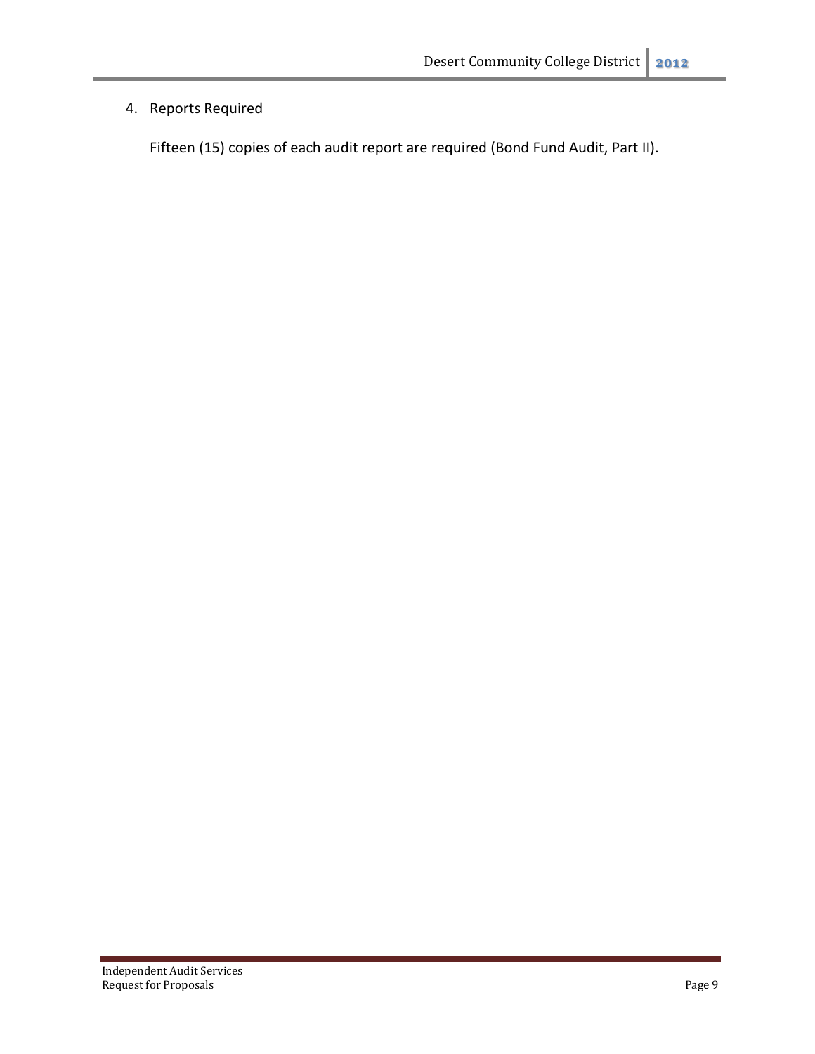4. Reports Required

   Fifteen (15) copies of each audit report are required (Bond Fund Audit, Part II).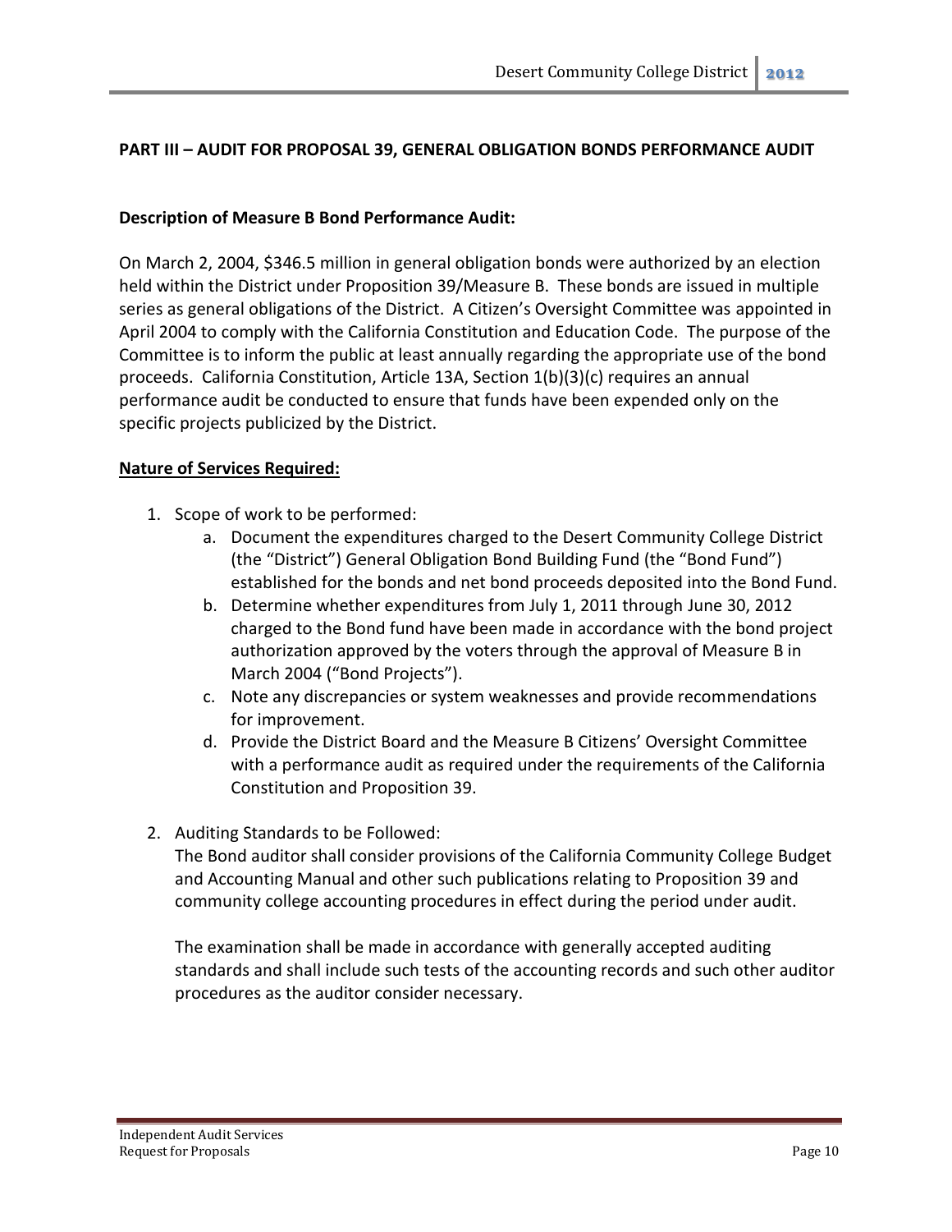**PART III – AUDIT FOR PROPOSAL 39, GENERAL OBLIGATION BONDS PERFORMANCE AUDIT**

**Description of Measure B Bond Performance Audit:**

On March 2, 2004, $346.5 million in general obligation bonds were authorized by an election held within the District under Proposition 39/Measure B. These bonds are issued in multiple series as general obligations of the District. A Citizen's Oversight Committee was appointed in April 2004 to comply with the California Constitution and Education Code. The purpose of the Committee is to inform the public at least annually regarding the appropriate use of the bond proceeds. California Constitution, Article 13A, Section 1(b)(3)(c) requires an annual performance audit be conducted to ensure that funds have been expended only on the specific projects publicized by the District.

**<u>Nature of Services Required:</u>**

1. Scope of work to be performed:
    a. Document the expenditures charged to the Desert Community College District (the "District") General Obligation Bond Building Fund (the "Bond Fund") established for the bonds and net bond proceeds deposited into the Bond Fund.
    b. Determine whether expenditures from July 1, 2011 through June 30, 2012 charged to the Bond fund have been made in accordance with the bond project authorization approved by the voters through the approval of Measure B in March 2004 ("Bond Projects").
    c. Note any discrepancies or system weaknesses and provide recommendations for improvement.
    d. Provide the District Board and the Measure B Citizens' Oversight Committee with a performance audit as required under the requirements of the California Constitution and Proposition 39.

2. Auditing Standards to be Followed:
   The Bond auditor shall consider provisions of the California Community College Budget and Accounting Manual and other such publications relating to Proposition 39 and community college accounting procedures in effect during the period under audit.

   The examination shall be made in accordance with generally accepted auditing standards and shall include such tests of the accounting records and such other auditor procedures as the auditor consider necessary.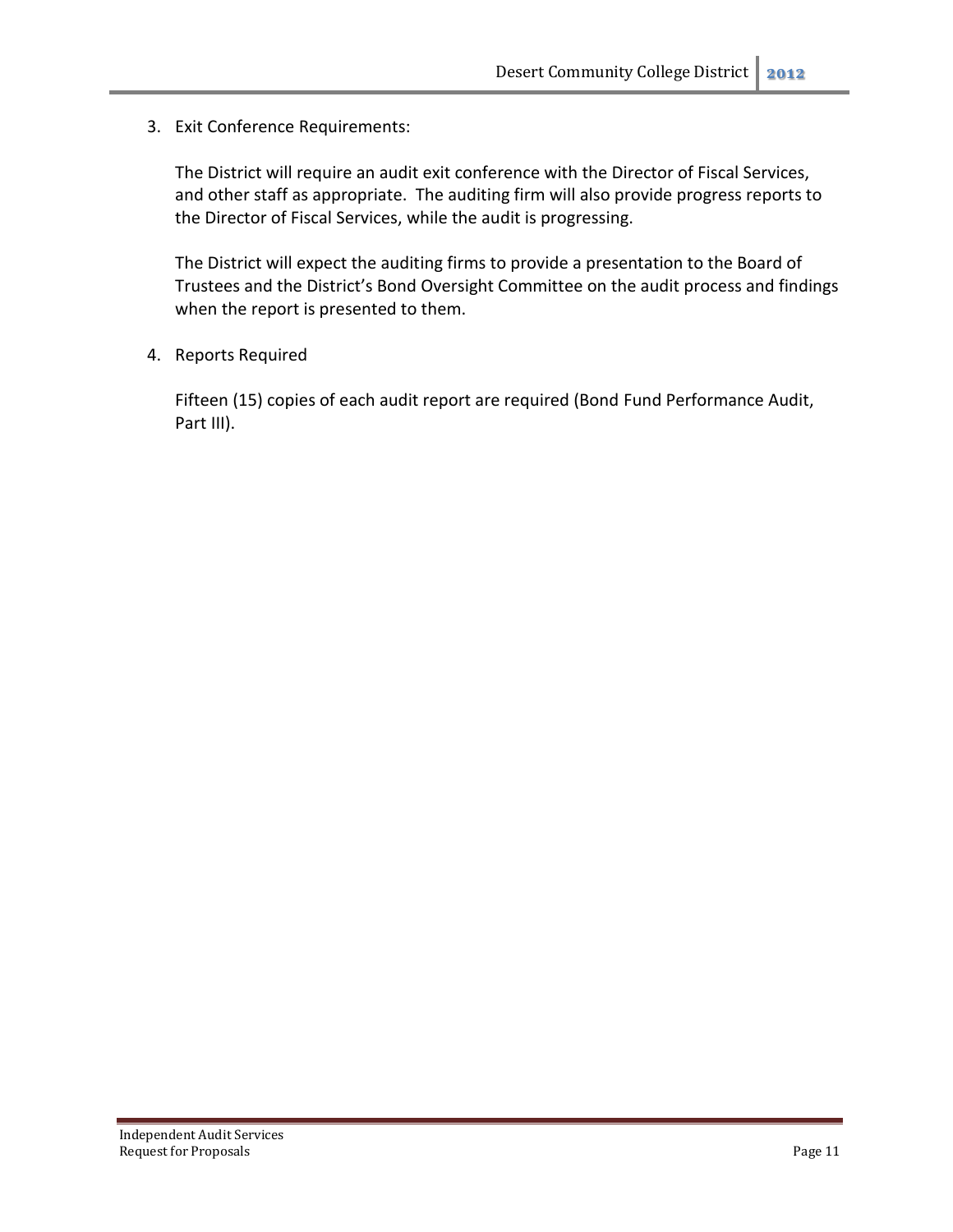3. Exit Conference Requirements:

   The District will require an audit exit conference with the Director of Fiscal Services, and other staff as appropriate. The auditing firm will also provide progress reports to the Director of Fiscal Services, while the audit is progressing.

   The District will expect the auditing firms to provide a presentation to the Board of Trustees and the District's Bond Oversight Committee on the audit process and findings when the report is presented to them.

4. Reports Required

   Fifteen (15) copies of each audit report are required (Bond Fund Performance Audit, Part III).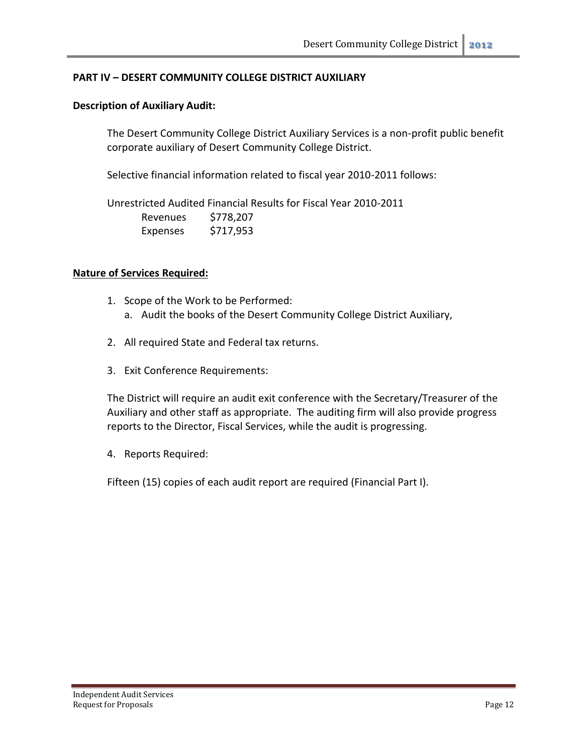**PART IV – DESERT COMMUNITY COLLEGE DISTRICT AUXILIARY**

**Description of Auxiliary Audit:**

The Desert Community College District Auxiliary Services is a non-profit public benefit corporate auxiliary of Desert Community College District.

Selective financial information related to fiscal year 2010-2011 follows:

Unrestricted Audited Financial Results for Fiscal Year 2010-2011

| | |
|---|---|
| Revenues | $778,207 |
| Expenses | $717,953 |

**Nature of Services Required:**

1. Scope of the Work to be Performed:
   a. Audit the books of the Desert Community College District Auxiliary,

2. All required State and Federal tax returns.

3. Exit Conference Requirements:

The District will require an audit exit conference with the Secretary/Treasurer of the Auxiliary and other staff as appropriate. The auditing firm will also provide progress reports to the Director, Fiscal Services, while the audit is progressing.

4. Reports Required:

Fifteen (15) copies of each audit report are required (Financial Part I).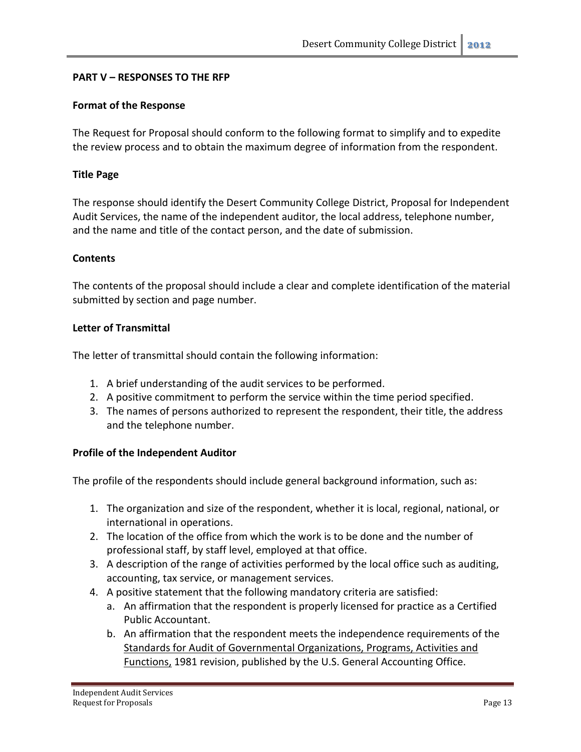**PART V – RESPONSES TO THE RFP**

**Format of the Response**

The Request for Proposal should conform to the following format to simplify and to expedite the review process and to obtain the maximum degree of information from the respondent.

**Title Page**

The response should identify the Desert Community College District, Proposal for Independent Audit Services, the name of the independent auditor, the local address, telephone number, and the name and title of the contact person, and the date of submission.

**Contents**

The contents of the proposal should include a clear and complete identification of the material submitted by section and page number.

**Letter of Transmittal**

The letter of transmittal should contain the following information:

1. A brief understanding of the audit services to be performed.
2. A positive commitment to perform the service within the time period specified.
3. The names of persons authorized to represent the respondent, their title, the address and the telephone number.

**Profile of the Independent Auditor**

The profile of the respondents should include general background information, such as:

1. The organization and size of the respondent, whether it is local, regional, national, or international in operations.
2. The location of the office from which the work is to be done and the number of professional staff, by staff level, employed at that office.
3. A description of the range of activities performed by the local office such as auditing, accounting, tax service, or management services.
4. A positive statement that the following mandatory criteria are satisfied:
   a. An affirmation that the respondent is properly licensed for practice as a Certified Public Accountant.
   b. An affirmation that the respondent meets the independence requirements of the <u>Standards for Audit of Governmental Organizations, Programs, Activities and Functions,</u> 1981 revision, published by the U.S. General Accounting Office.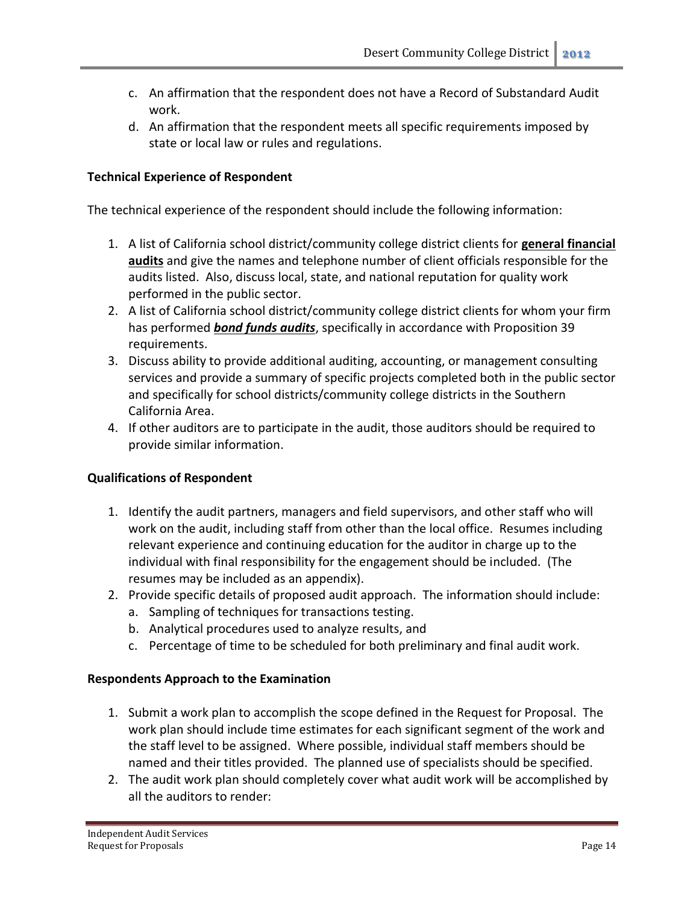c. An affirmation that the respondent does not have a Record of Substandard Audit work.
d. An affirmation that the respondent meets all specific requirements imposed by state or local law or rules and regulations.

**Technical Experience of Respondent**

The technical experience of the respondent should include the following information:

1. A list of California school district/community college district clients for **general financial audits** and give the names and telephone number of client officials responsible for the audits listed. Also, discuss local, state, and national reputation for quality work performed in the public sector.
2. A list of California school district/community college district clients for whom your firm has performed ***bond funds audits***, specifically in accordance with Proposition 39 requirements.
3. Discuss ability to provide additional auditing, accounting, or management consulting services and provide a summary of specific projects completed both in the public sector and specifically for school districts/community college districts in the Southern California Area.
4. If other auditors are to participate in the audit, those auditors should be required to provide similar information.

**Qualifications of Respondent**

1. Identify the audit partners, managers and field supervisors, and other staff who will work on the audit, including staff from other than the local office. Resumes including relevant experience and continuing education for the auditor in charge up to the individual with final responsibility for the engagement should be included. (The resumes may be included as an appendix).
2. Provide specific details of proposed audit approach. The information should include:
   a. Sampling of techniques for transactions testing.
   b. Analytical procedures used to analyze results, and
   c. Percentage of time to be scheduled for both preliminary and final audit work.

**Respondents Approach to the Examination**

1. Submit a work plan to accomplish the scope defined in the Request for Proposal. The work plan should include time estimates for each significant segment of the work and the staff level to be assigned. Where possible, individual staff members should be named and their titles provided. The planned use of specialists should be specified.
2. The audit work plan should completely cover what audit work will be accomplished by all the auditors to render: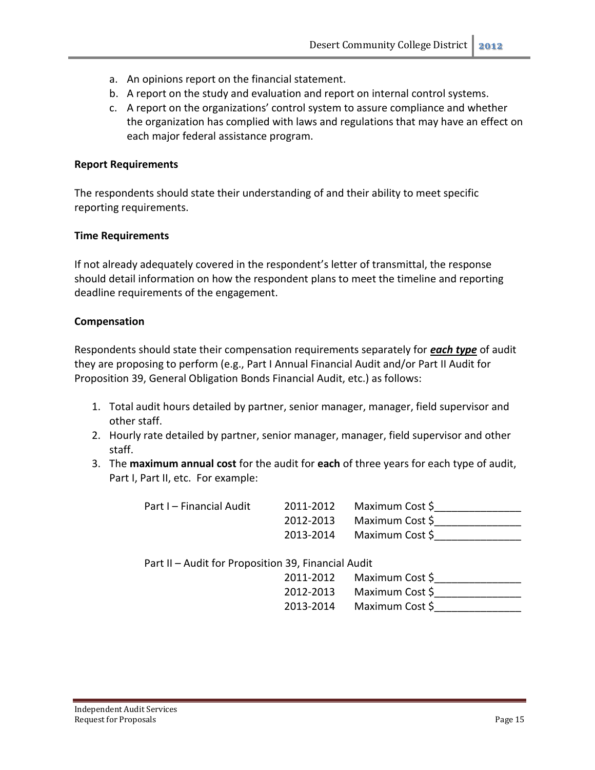a. An opinions report on the financial statement.
b. A report on the study and evaluation and report on internal control systems.
c. A report on the organizations' control system to assure compliance and whether the organization has complied with laws and regulations that may have an effect on each major federal assistance program.

**Report Requirements**

The respondents should state their understanding of and their ability to meet specific reporting requirements.

**Time Requirements**

If not already adequately covered in the respondent's letter of transmittal, the response should detail information on how the respondent plans to meet the timeline and reporting deadline requirements of the engagement.

**Compensation**

Respondents should state their compensation requirements separately for ***<u>each type</u>*** of audit they are proposing to perform (e.g., Part I Annual Financial Audit and/or Part II Audit for Proposition 39, General Obligation Bonds Financial Audit, etc.) as follows:

1. Total audit hours detailed by partner, senior manager, manager, field supervisor and other staff.
2. Hourly rate detailed by partner, senior manager, manager, field supervisor and other staff.
3. The **maximum annual cost** for the audit for **each** of three years for each type of audit, Part I, Part II, etc. For example:

Part I – Financial Audit
2011-2012 Maximum Cost $_______________
2012-2013 Maximum Cost $_______________
2013-2014 Maximum Cost $_______________

Part II – Audit for Proposition 39, Financial Audit
2011-2012 Maximum Cost $_______________
2012-2013 Maximum Cost $_______________
2013-2014 Maximum Cost $_______________